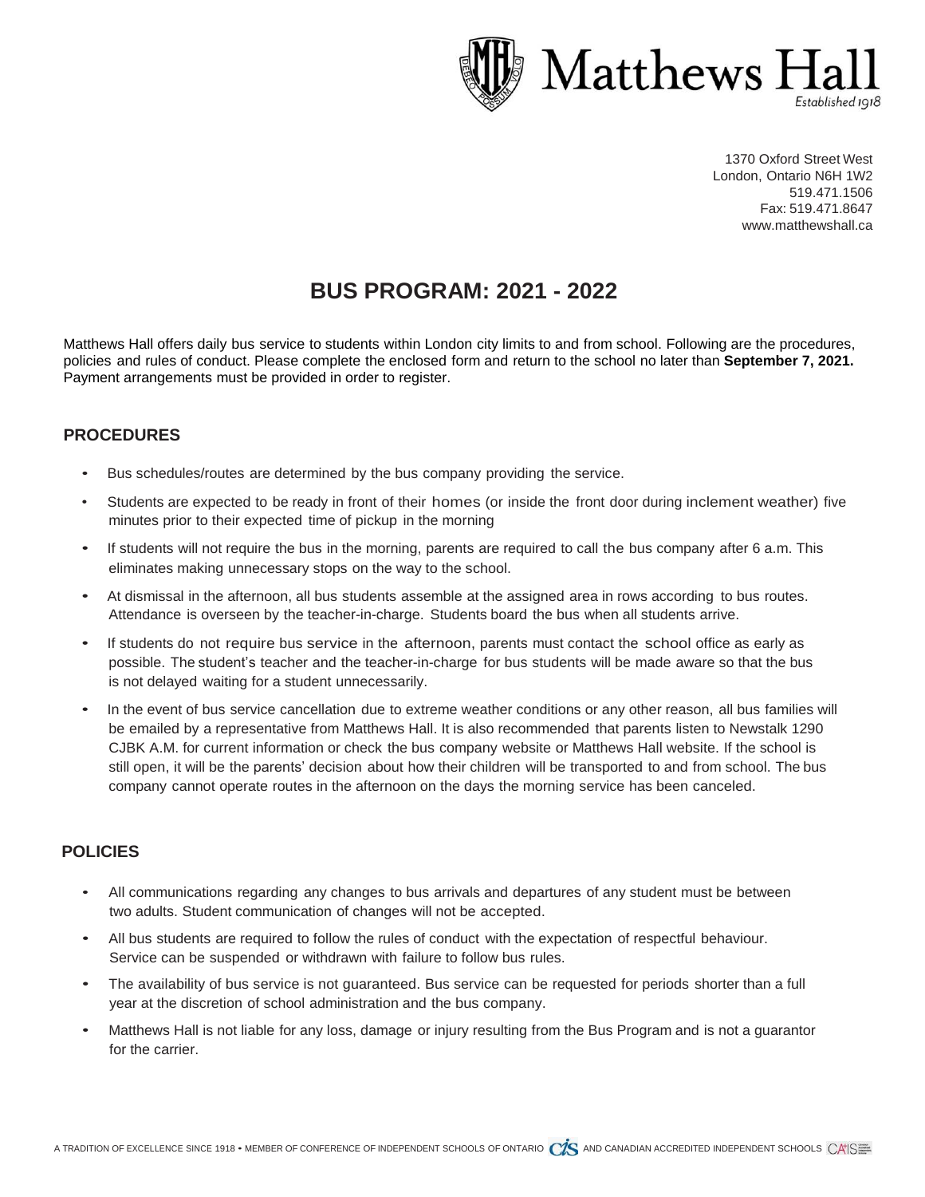Matthews Hall
Established 1918

1370 Oxford Street West
London, Ontario N6H 1W2
519.471.1506
Fax: 519.471.8647
www.matthewshall.ca

# BUS PROGRAM: 2021 - 2022

Matthews Hall offers daily bus service to students within London city limits to and from school. Following are the procedures, policies and rules of conduct. Please complete the enclosed form and return to the school no later than **September 7, 2021.** Payment arrangements must be provided in order to register.

## PROCEDURES

- Bus schedules/routes are determined by the bus company providing the service.
- Students are expected to be ready in front of their homes (or inside the front door during inclement weather) five minutes prior to their expected time of pickup in the morning
- If students will not require the bus in the morning, parents are required to call the bus company after 6 a.m. This eliminates making unnecessary stops on the way to the school.
- At dismissal in the afternoon, all bus students assemble at the assigned area in rows according to bus routes. Attendance is overseen by the teacher-in-charge. Students board the bus when all students arrive.
- If students do not require bus service in the afternoon, parents must contact the school office as early as possible. The student's teacher and the teacher-in-charge for bus students will be made aware so that the bus is not delayed waiting for a student unnecessarily.
- In the event of bus service cancellation due to extreme weather conditions or any other reason, all bus families will be emailed by a representative from Matthews Hall. It is also recommended that parents listen to Newstalk 1290 CJBK A.M. for current information or check the bus company website or Matthews Hall website. If the school is still open, it will be the parents' decision about how their children will be transported to and from school. The bus company cannot operate routes in the afternoon on the days the morning service has been canceled.

## POLICIES

- All communications regarding any changes to bus arrivals and departures of any student must be between two adults. Student communication of changes will not be accepted.
- All bus students are required to follow the rules of conduct with the expectation of respectful behaviour. Service can be suspended or withdrawn with failure to follow bus rules.
- The availability of bus service is not guaranteed. Bus service can be requested for periods shorter than a full year at the discretion of school administration and the bus company.
- Matthews Hall is not liable for any loss, damage or injury resulting from the Bus Program and is not a guarantor for the carrier.

A TRADITION OF EXCELLENCE SINCE 1918 • MEMBER OF CONFERENCE OF INDEPENDENT SCHOOLS OF ONTARIO AND CANADIAN ACCREDITED INDEPENDENT SCHOOLS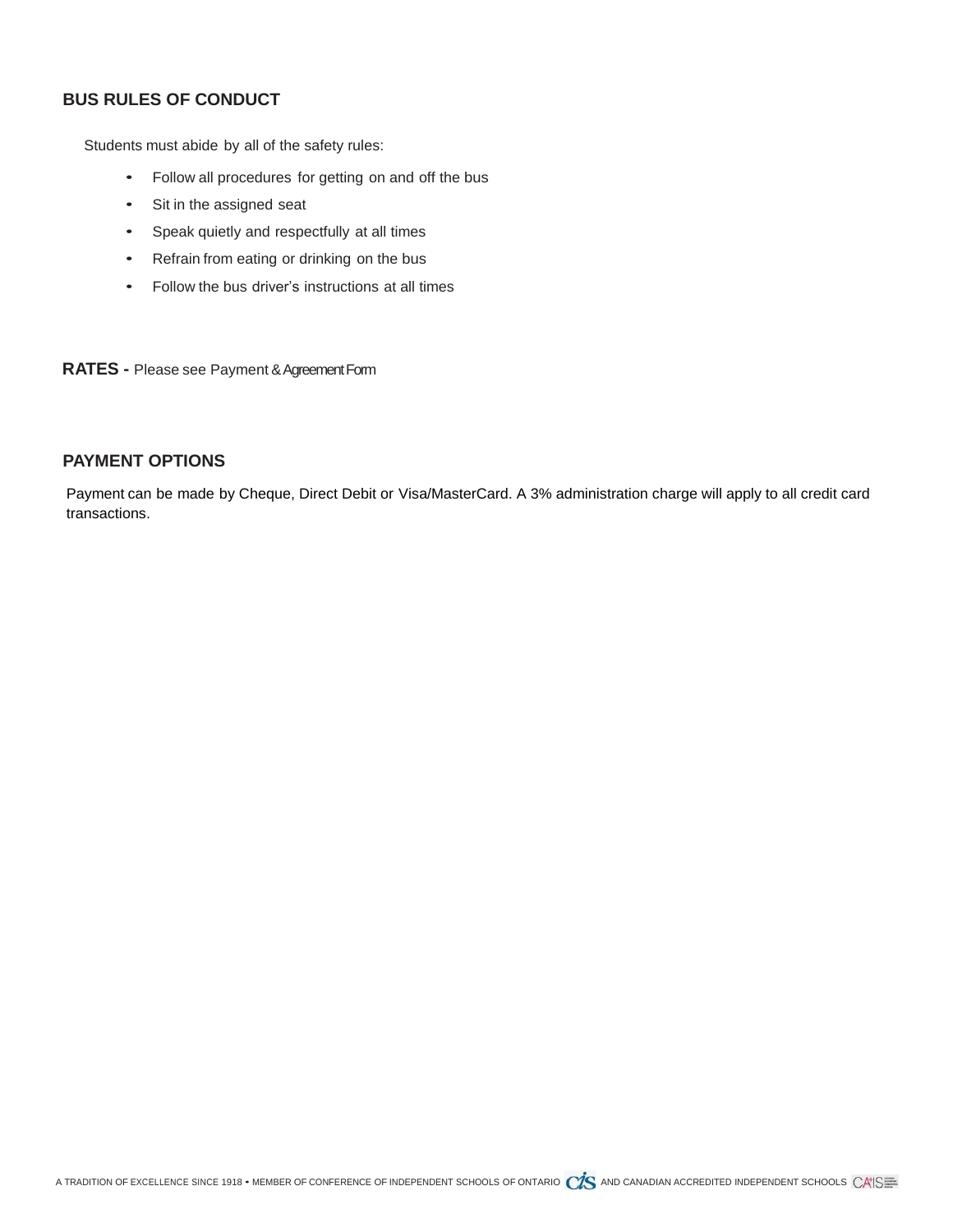## BUS RULES OF CONDUCT

Students must abide by all of the safety rules:

- Follow all procedures for getting on and off the bus
- Sit in the assigned seat
- Speak quietly and respectfully at all times
- Refrain from eating or drinking on the bus
- Follow the bus driver's instructions at all times

**RATES -** Please see Payment & Agreement Form

## PAYMENT OPTIONS

Payment can be made by Cheque, Direct Debit or Visa/MasterCard. A 3% administration charge will apply to all credit card transactions.